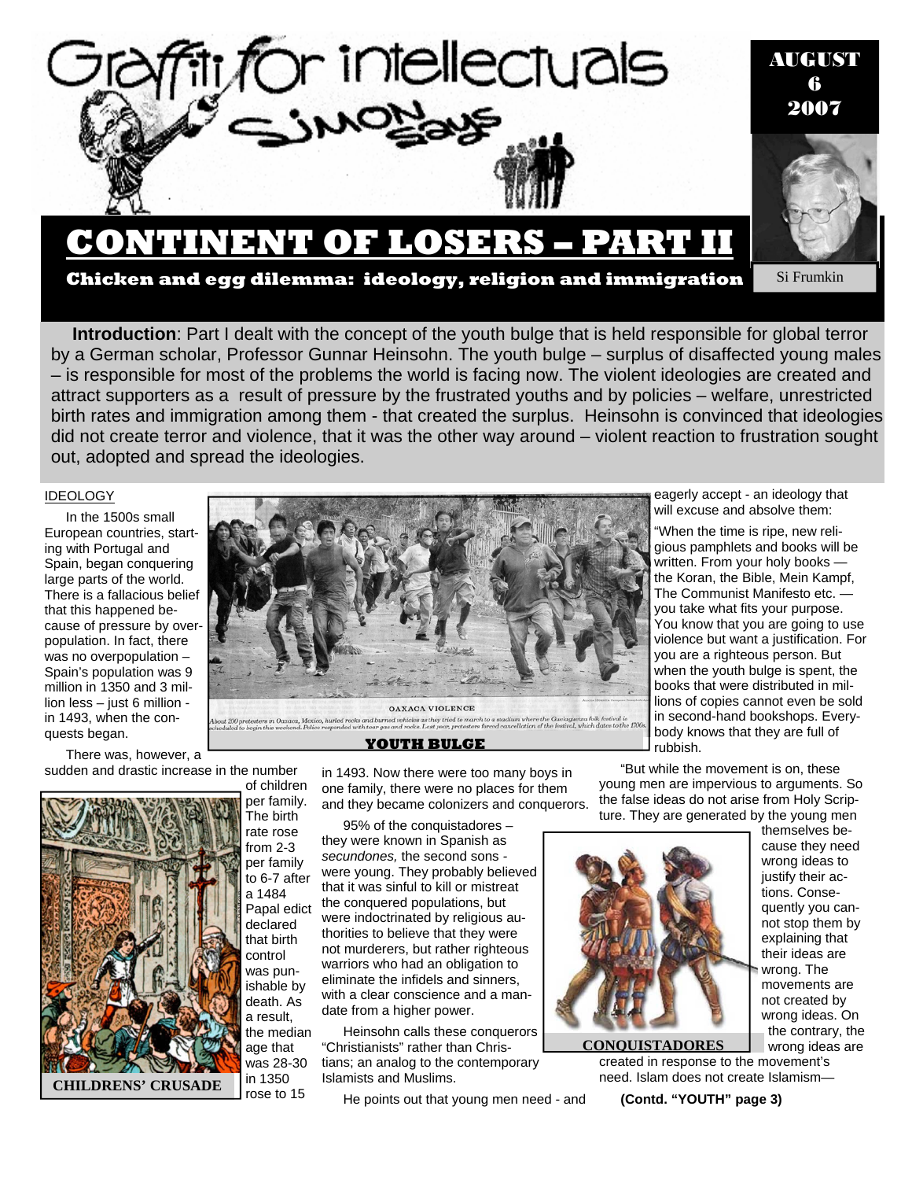# Graffiti for intellectuals

## SIMON SAYS

AUGUST 6 2007

Si Frumkin

# CONTINENT OF LOSERS – PART II

**Chicken and egg dilemma: ideology, religion and immigration**

**Introduction**: Part I dealt with the concept of the youth bulge that is held responsible for global terror by a German scholar, Professor Gunnar Heinsohn. The youth bulge – surplus of disaffected young males – is responsible for most of the problems the world is facing now. The violent ideologies are created and attract supporters as a result of pressure by the frustrated youths and by policies – welfare, unrestricted birth rates and immigration among them - that created the surplus. Heinsohn is convinced that ideologies did not create terror and violence, that it was the other way around – violent reaction to frustration sought out, adopted and spread the ideologies.

IDEOLOGY

In the 1500s small European countries, starting with Portugal and Spain, began conquering large parts of the world. There is a fallacious belief that this happened because of pressure by overpopulation. In fact, there was no overpopulation – Spain's population was 9 million in 1350 and 3 million less – just 6 million - in 1493, when the conquests began.

OAXACA VIOLENCE

*About 200 protesters in Oaxaca, Mexico, hurled rocks and burned vehicles as they tried to march to a stadium where the Guelaguetza folk festival is scheduled to begin this weekend. Police responded with tear gas and rocks. Last year, protesters forced cancellation of the festival, which dates to the 1700s.*

**YOUTH BULGE**

There was, however, a sudden and drastic increase in the number of children per family. The birth rate rose from 2-3 per family to 6-7 after a 1484 Papal edict declared that birth control was punishable by death. As a result, the median age that was 28-30 in 1350 rose to 15 in 1493. Now there were too many boys in one family, there were no places for them and they became colonizers and conquerors.

**CHILDRENS' CRUSADE**

95% of the conquistadores – they were known in Spanish as *secundones,* the second sons - were young. They probably believed that it was sinful to kill or mistreat the conquered populations, but were indoctrinated by religious authorities to believe that they were not murderers, but rather righteous warriors who had an obligation to eliminate the infidels and sinners, with a clear conscience and a mandate from a higher power.

Heinsohn calls these conquerors "Christianists" rather than Christians; an analog to the contemporary Islamists and Muslims.

He points out that young men need - and eagerly accept - an ideology that will excuse and absolve them:

"When the time is ripe, new religious pamphlets and books will be written. From your holy books — the Koran, the Bible, Mein Kampf, The Communist Manifesto etc. — you take what fits your purpose. You know that you are going to use violence but want a justification. For you are a righteous person. But when the youth bulge is spent, the books that were distributed in millions of copies cannot even be sold in second-hand bookshops. Everybody knows that they are full of rubbish.

"But while the movement is on, these young men are impervious to arguments. So the false ideas do not arise from Holy Scripture. They are generated by the young men themselves because they need wrong ideas to justify their actions. Consequently you cannot stop them by explaining that their ideas are wrong. The movements are not created by wrong ideas. On the contrary, the wrong ideas are created in response to the movement's need. Islam does not create Islamism—

**CONQUISTADORES**

**(Contd. "YOUTH" page 3)**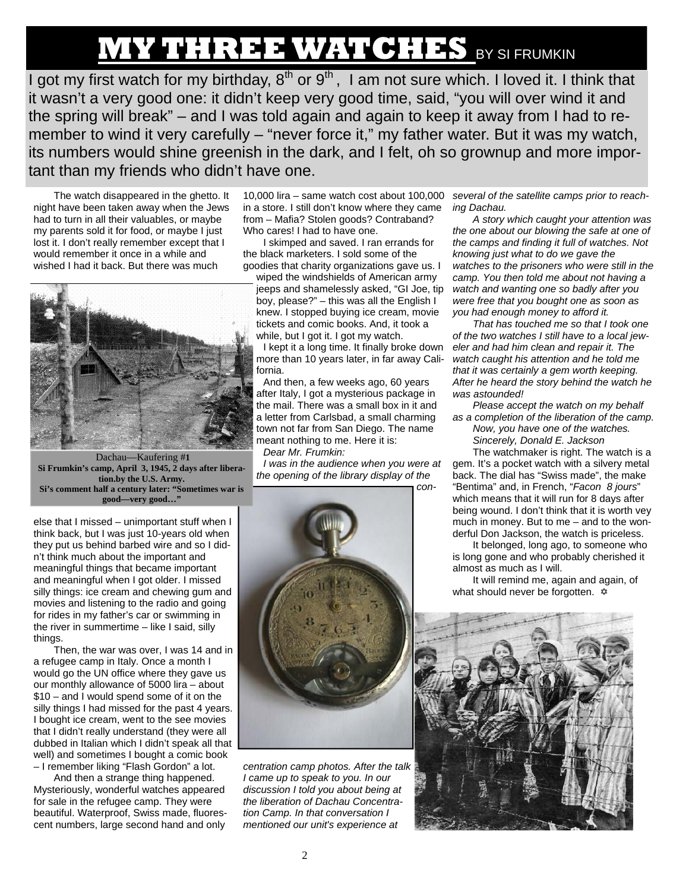# MY THREE WATCHES BY SI FRUMKIN

I got my first watch for my birthday, 8th or 9th, I am not sure which. I loved it. I think that it wasn't a very good one: it didn't keep very good time, said, "you will over wind it and the spring will break" – and I was told again and again to keep it away from I had to remember to wind it very carefully – "never force it," my father water. But it was my watch, its numbers would shine greenish in the dark, and I felt, oh so grownup and more important than my friends who didn't have one.

The watch disappeared in the ghetto. It night have been taken away when the Jews had to turn in all their valuables, or maybe my parents sold it for food, or maybe I just lost it. I don't really remember except that I would remember it once in a while and wished I had it back. But there was much else that I missed – unimportant stuff when I think back, but I was just 10-years old when they put us behind barbed wire and so I didn't think much about the important and meaningful things that became important and meaningful when I got older. I missed silly things: ice cream and chewing gum and movies and listening to the radio and going for rides in my father's car or swimming in the river in summertime – like I said, silly things.

Dachau—Kaufering #1
**Si Frumkin's camp, April 3, 1945, 2 days after liberation.by the U.S. Army.**
**Si's comment half a century later: "Sometimes war is good—very good…"**

Then, the war was over, I was 14 and in a refugee camp in Italy. Once a month I would go the UN office where they gave us our monthly allowance of 5000 lira – about $10 – and I would spend some of it on the silly things I had missed for the past 4 years. I bought ice cream, went to the see movies that I didn't really understand (they were all dubbed in Italian which I didn't speak all that well) and sometimes I bought a comic book – I remember liking "Flash Gordon" a lot.

And then a strange thing happened. Mysteriously, wonderful watches appeared for sale in the refugee camp. They were beautiful. Waterproof, Swiss made, fluorescent numbers, large second hand and only 10,000 lira – same watch cost about 100,000 in a store. I still don't know where they came from – Mafia? Stolen goods? Contraband? Who cares! I had to have one.

I skimped and saved. I ran errands for the black marketers. I sold some of the goodies that charity organizations gave us. I wiped the windshields of American army jeeps and shamelessly asked, "GI Joe, tip boy, please?" – this was all the English I knew. I stopped buying ice cream, movie tickets and comic books. And, it took a while, but I got it. I got my watch.

I kept it a long time. It finally broke down more than 10 years later, in far away California.

And then, a few weeks ago, 60 years after Italy, I got a mysterious package in the mail. There was a small box in it and a letter from Carlsbad, a small charming town not far from San Diego. The name meant nothing to me. Here it is:

*Dear Mr. Frumkin:*

*I was in the audience when you were at the opening of the library display of the concentration camp photos. After the talk I came up to speak to you. In our discussion I told you about being at the liberation of Dachau Concentration Camp. In that conversation I mentioned our unit's experience at several of the satellite camps prior to reaching Dachau.*

*A story which caught your attention was the one about our blowing the safe at one of the camps and finding it full of watches. Not knowing just what to do we gave the watches to the prisoners who were still in the camp. You then told me about not having a watch and wanting one so badly after you were free that you bought one as soon as you had enough money to afford it.*

*That has touched me so that I took one of the two watches I still have to a local jeweler and had him clean and repair it. The watch caught his attention and he told me that it was certainly a gem worth keeping. After he heard the story behind the watch he was astounded!*

*Please accept the watch on my behalf as a completion of the liberation of the camp.*

*Now, you have one of the watches.*

*Sincerely, Donald E. Jackson*

The watchmaker is right. The watch is a gem. It's a pocket watch with a silvery metal back. The dial has "Swiss made", the make "Bentima" and, in French, "*Facon 8 jours*" which means that it will run for 8 days after being wound. I don't think that it is worth vey much in money. But to me – and to the wonderful Don Jackson, the watch is priceless.

It belonged, long ago, to someone who is long gone and who probably cherished it almost as much as I will.

It will remind me, again and again, of what should never be forgotten. ✡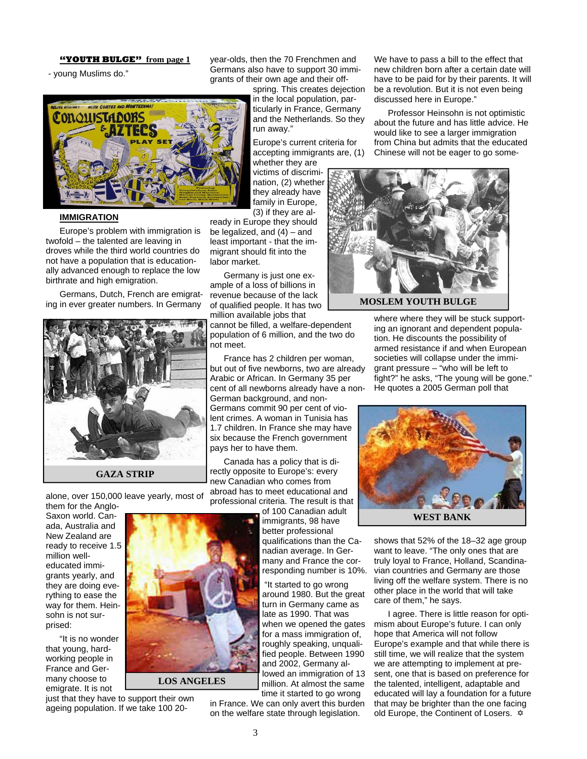**"YOUTH BULGE" from page 1**

- young Muslims do."

GAZA STRIP

## IMMIGRATION

Europe's problem with immigration is twofold – the talented are leaving in droves while the third world countries do not have a population that is educationally advanced enough to replace the low birthrate and high emigration.

Germans, Dutch, French are emigrating in ever greater numbers. In Germany alone, over 150,000 leave yearly, most of them for the Anglo-Saxon world. Canada, Australia and New Zealand are ready to receive 1.5 million well-educated immigrants yearly, and they are doing everything to ease the way for them. Heinsohn is not surprised:

"It is no wonder that young, hard-working people in France and Germany choose to emigrate. It is not just that they have to support their own ageing population. If we take 100 20-year-olds, then the 70 Frenchmen and Germans also have to support 30 immigrants of their own age and their offspring. This creates dejection in the local population, particularly in France, Germany and the Netherlands. So they run away."

LOS ANGELES

Europe's current criteria for accepting immigrants are, (1) whether they are victims of discrimination, (2) whether they already have family in Europe, (3) if they are already in Europe they should be legalized, and (4) – and least important - that the immigrant should fit into the labor market.

Germany is just one example of a loss of billions in revenue because of the lack of qualified people. It has two million available jobs that cannot be filled, a welfare-dependent population of 6 million, and the two do not meet.

France has 2 children per woman, but out of five newborns, two are already Arabic or African. In Germany 35 per cent of all newborns already have a non-German background, and non-Germans commit 90 per cent of violent crimes. A woman in Tunisia has 1.7 children. In France she may have six because the French government pays her to have them.

Canada has a policy that is directly opposite to Europe's: every new Canadian who comes from abroad has to meet educational and professional criteria. The result is that of 100 Canadian adult immigrants, 98 have better professional qualifications than the Canadian average. In Germany and France the corresponding number is 10%.

"It started to go wrong around 1980. But the great turn in Germany came as late as 1990. That was when we opened the gates for a mass immigration of, roughly speaking, unqualified people. Between 1990 and 2002, Germany allowed an immigration of 13 million. At almost the same time it started to go wrong in France. We can only avert this burden on the welfare state through legislation. We have to pass a bill to the effect that new children born after a certain date will have to be paid for by their parents. It will be a revolution. But it is not even being discussed here in Europe."

Professor Heinsohn is not optimistic about the future and has little advice. He would like to see a larger immigration from China but admits that the educated Chinese will not be eager to go somewhere where they will be stuck supporting an ignorant and dependent population. He discounts the possibility of armed resistance if and when European societies will collapse under the immigrant pressure – "who will be left to fight?" he asks, "The young will be gone." He quotes a 2005 German poll that shows that 52% of the 18–32 age group want to leave. "The only ones that are truly loyal to France, Holland, Scandinavian countries and Germany are those living off the welfare system. There is no other place in the world that will take care of them," he says.

MOSLEM YOUTH BULGE

WEST BANK

I agree. There is little reason for optimism about Europe's future. I can only hope that America will not follow Europe's example and that while there is still time, we will realize that the system we are attempting to implement at present, one that is based on preference for the talented, intelligent, adaptable and educated will lay a foundation for a future that may be brighter than the one facing old Europe, the Continent of Losers. ✡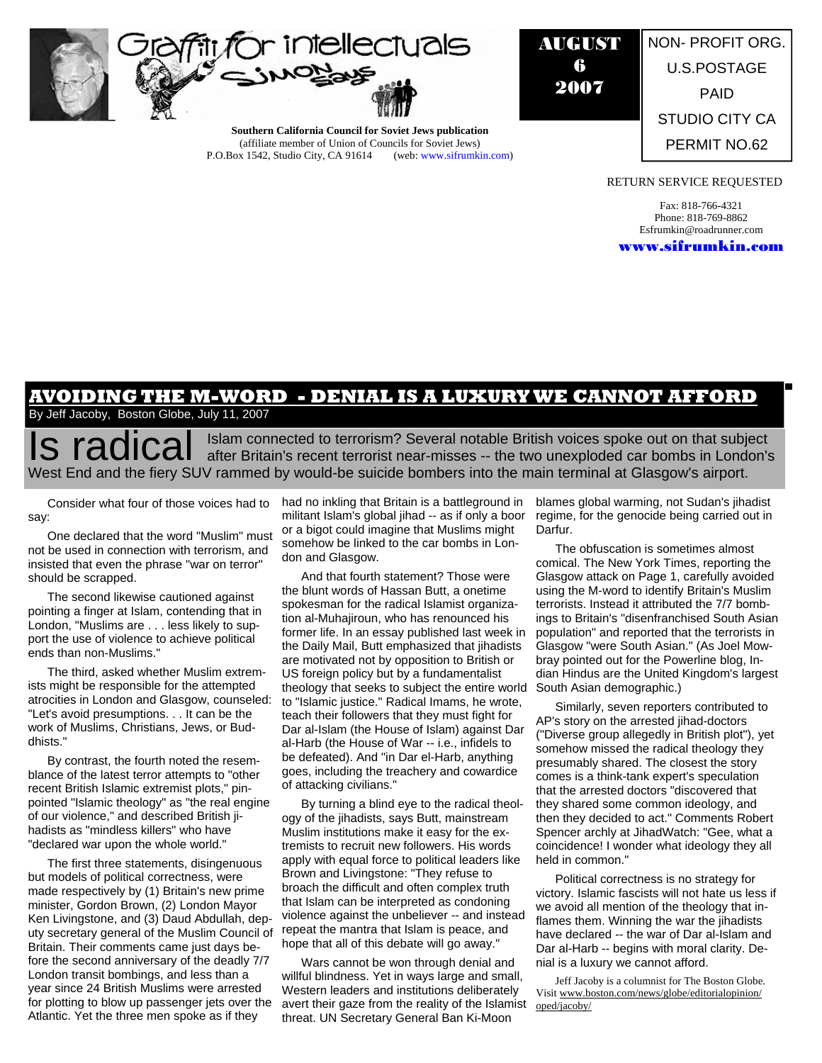Graffiti for intellectuals — Simon Says

**Southern California Council for Soviet Jews publication**
(affiliate member of Union of Councils for Soviet Jews)
P.O.Box 1542, Studio City, CA 91614 (web: www.sifrumkin.com)

**AUGUST 6 2007**

NON- PROFIT ORG.
U.S.POSTAGE
PAID
STUDIO CITY CA
PERMIT NO.62

RETURN SERVICE REQUESTED

Fax: 818-766-4321
Phone: 818-769-8862
Esfrumkin@roadrunner.com
**www.sifrumkin.com**

## AVOIDING THE M-WORD - DENIAL IS A LUXURY WE CANNOT AFFORD

By Jeff Jacoby, Boston Globe, July 11, 2007

Is radical Islam connected to terrorism? Several notable British voices spoke out on that subject after Britain's recent terrorist near-misses -- the two unexploded car bombs in London's West End and the fiery SUV rammed by would-be suicide bombers into the main terminal at Glasgow's airport.

Consider what four of those voices had to say:

One declared that the word "Muslim" must not be used in connection with terrorism, and insisted that even the phrase "war on terror" should be scrapped.

The second likewise cautioned against pointing a finger at Islam, contending that in London, "Muslims are . . . less likely to support the use of violence to achieve political ends than non-Muslims."

The third, asked whether Muslim extremists might be responsible for the attempted atrocities in London and Glasgow, counseled: "Let's avoid presumptions. . . It can be the work of Muslims, Christians, Jews, or Buddhists."

By contrast, the fourth noted the resemblance of the latest terror attempts to "other recent British Islamic extremist plots," pinpointed "Islamic theology" as "the real engine of our violence," and described British jihadists as "mindless killers" who have "declared war upon the whole world."

The first three statements, disingenuous but models of political correctness, were made respectively by (1) Britain's new prime minister, Gordon Brown, (2) London Mayor Ken Livingstone, and (3) Daud Abdullah, deputy secretary general of the Muslim Council of Britain. Their comments came just days before the second anniversary of the deadly 7/7 London transit bombings, and less than a year since 24 British Muslims were arrested for plotting to blow up passenger jets over the Atlantic. Yet the three men spoke as if they had no inkling that Britain is a battleground in militant Islam's global jihad -- as if only a boor or a bigot could imagine that Muslims might somehow be linked to the car bombs in London and Glasgow.

And that fourth statement? Those were the blunt words of Hassan Butt, a onetime spokesman for the radical Islamist organization al-Muhajiroun, who has renounced his former life. In an essay published last week in the Daily Mail, Butt emphasized that jihadists are motivated not by opposition to British or US foreign policy but by a fundamentalist theology that seeks to subject the entire world to "Islamic justice." Radical Imams, he wrote, teach their followers that they must fight for Dar al-Islam (the House of Islam) against Dar al-Harb (the House of War -- i.e., infidels to be defeated). And "in Dar el-Harb, anything goes, including the treachery and cowardice of attacking civilians."

By turning a blind eye to the radical theology of the jihadists, says Butt, mainstream Muslim institutions make it easy for the extremists to recruit new followers. His words apply with equal force to political leaders like Brown and Livingstone: "They refuse to broach the difficult and often complex truth that Islam can be interpreted as condoning violence against the unbeliever -- and instead repeat the mantra that Islam is peace, and hope that all of this debate will go away."

Wars cannot be won through denial and willful blindness. Yet in ways large and small, Western leaders and institutions deliberately avert their gaze from the reality of the Islamist threat. UN Secretary General Ban Ki-Moon blames global warming, not Sudan's jihadist regime, for the genocide being carried out in Darfur.

The obfuscation is sometimes almost comical. The New York Times, reporting the Glasgow attack on Page 1, carefully avoided using the M-word to identify Britain's Muslim terrorists. Instead it attributed the 7/7 bombings to Britain's "disenfranchised South Asian population" and reported that the terrorists in Glasgow "were South Asian." (As Joel Mowbray pointed out for the Powerline blog, Indian Hindus are the United Kingdom's largest South Asian demographic.)

Similarly, seven reporters contributed to AP's story on the arrested jihad-doctors ("Diverse group allegedly in British plot"), yet somehow missed the radical theology they presumably shared. The closest the story comes is a think-tank expert's speculation that the arrested doctors "discovered that they shared some common ideology, and then they decided to act." Comments Robert Spencer archly at JihadWatch: "Gee, what a coincidence! I wonder what ideology they all held in common."

Political correctness is no strategy for victory. Islamic fascists will not hate us less if we avoid all mention of the theology that inflames them. Winning the war the jihadists have declared -- the war of Dar al-Islam and Dar al-Harb -- begins with moral clarity. Denial is a luxury we cannot afford.

Jeff Jacoby is a columnist for The Boston Globe. Visit www.boston.com/news/globe/editorialopinion/oped/jacoby/